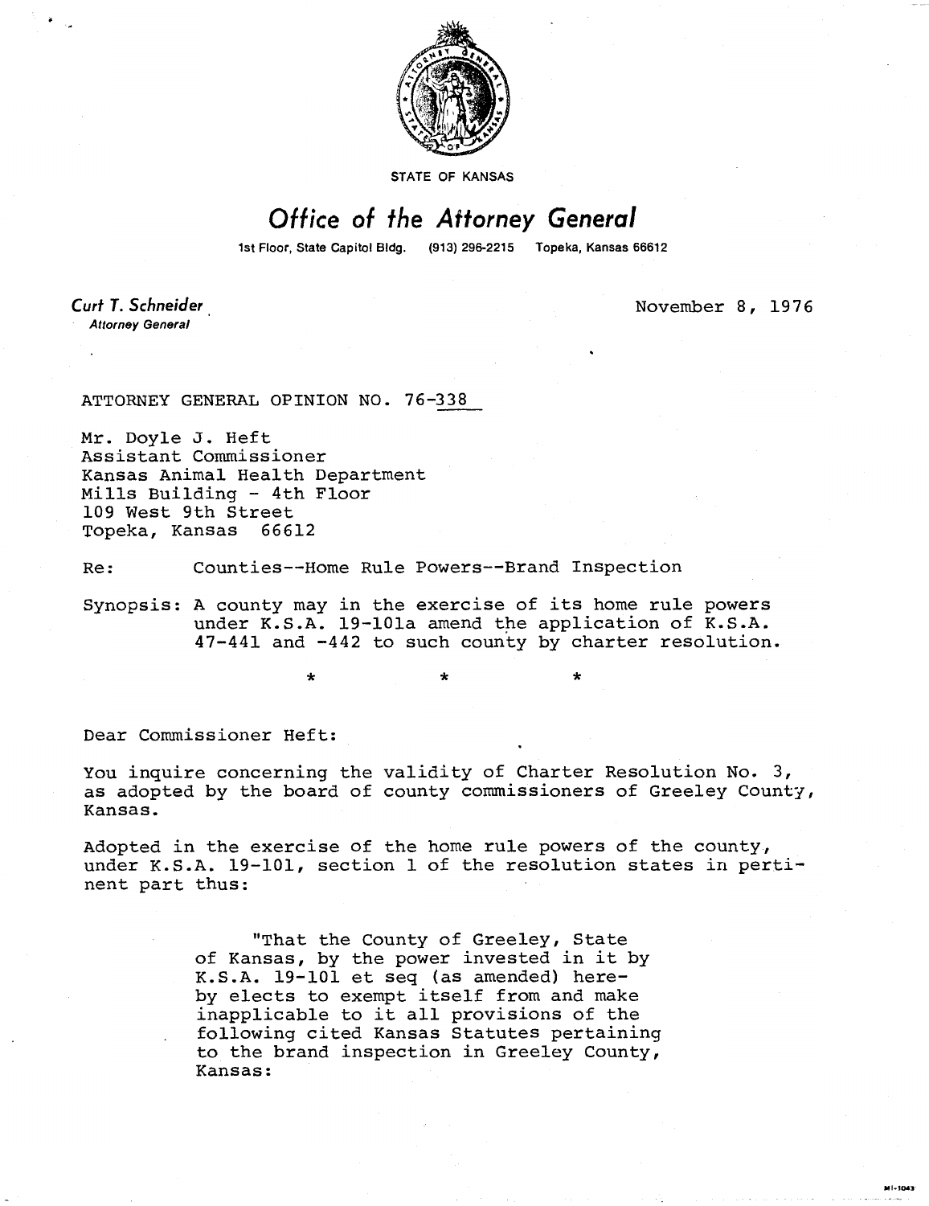STATE OF KANSAS

# Office of the Attorney General

1st Floor, State Capitol Bldg. (913) 296-2215 Topeka, Kansas 66612

**Curt T. Schneider**
*Attorney General*

November 8, 1976

ATTORNEY GENERAL OPINION NO. 76-338

Mr. Doyle J. Heft
Assistant Commissioner
Kansas Animal Health Department
Mills Building - 4th Floor
109 West 9th Street
Topeka, Kansas 66612

Re: Counties--Home Rule Powers--Brand Inspection

Synopsis: A county may in the exercise of its home rule powers under K.S.A. 19-101a amend the application of K.S.A. 47-441 and -442 to such county by charter resolution.

\* \* \*

Dear Commissioner Heft:

You inquire concerning the validity of Charter Resolution No. 3, as adopted by the board of county commissioners of Greeley County, Kansas.

Adopted in the exercise of the home rule powers of the county, under K.S.A. 19-101, section 1 of the resolution states in pertinent part thus:

> "That the County of Greeley, State of Kansas, by the power invested in it by K.S.A. 19-101 et seq (as amended) hereby elects to exempt itself from and make inapplicable to it all provisions of the following cited Kansas Statutes pertaining to the brand inspection in Greeley County, Kansas: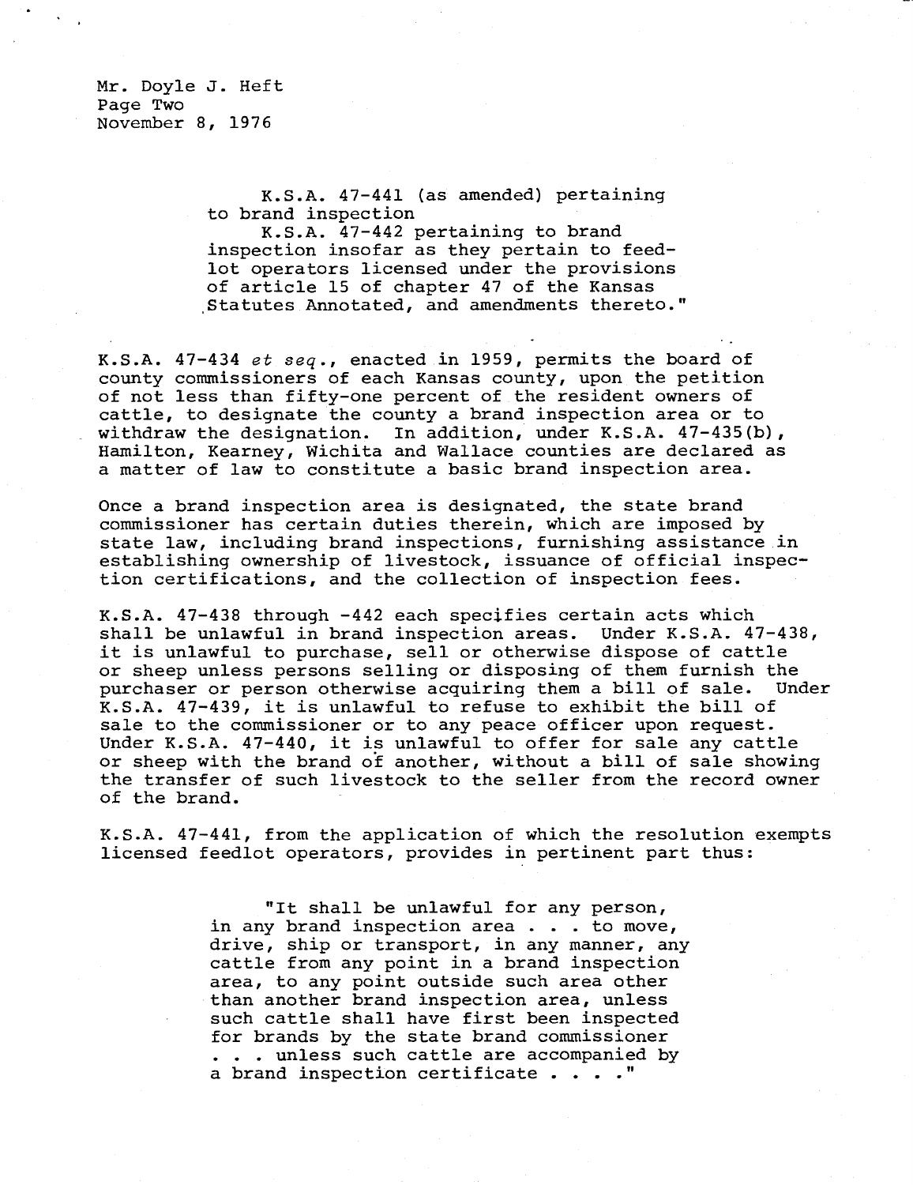K.S.A. 47-441 (as amended) pertaining to brand inspection
K.S.A. 47-442 pertaining to brand inspection insofar as they pertain to feedlot operators licensed under the provisions of article 15 of chapter 47 of the Kansas Statutes Annotated, and amendments thereto."

K.S.A. 47-434 *et seq.*, enacted in 1959, permits the board of county commissioners of each Kansas county, upon the petition of not less than fifty-one percent of the resident owners of cattle, to designate the county a brand inspection area or to withdraw the designation. In addition, under K.S.A. 47-435(b), Hamilton, Kearney, Wichita and Wallace counties are declared as a matter of law to constitute a basic brand inspection area.

Once a brand inspection area is designated, the state brand commissioner has certain duties therein, which are imposed by state law, including brand inspections, furnishing assistance in establishing ownership of livestock, issuance of official inspection certifications, and the collection of inspection fees.

K.S.A. 47-438 through -442 each specifies certain acts which shall be unlawful in brand inspection areas. Under K.S.A. 47-438, it is unlawful to purchase, sell or otherwise dispose of cattle or sheep unless persons selling or disposing of them furnish the purchaser or person otherwise acquiring them a bill of sale. Under K.S.A. 47-439, it is unlawful to refuse to exhibit the bill of sale to the commissioner or to any peace officer upon request. Under K.S.A. 47-440, it is unlawful to offer for sale any cattle or sheep with the brand of another, without a bill of sale showing the transfer of such livestock to the seller from the record owner of the brand.

K.S.A. 47-441, from the application of which the resolution exempts licensed feedlot operators, provides in pertinent part thus:

> "It shall be unlawful for any person, in any brand inspection area . . . to move, drive, ship or transport, in any manner, any cattle from any point in a brand inspection area, to any point outside such area other than another brand inspection area, unless such cattle shall have first been inspected for brands by the state brand commissioner . . . unless such cattle are accompanied by a brand inspection certificate . . . ."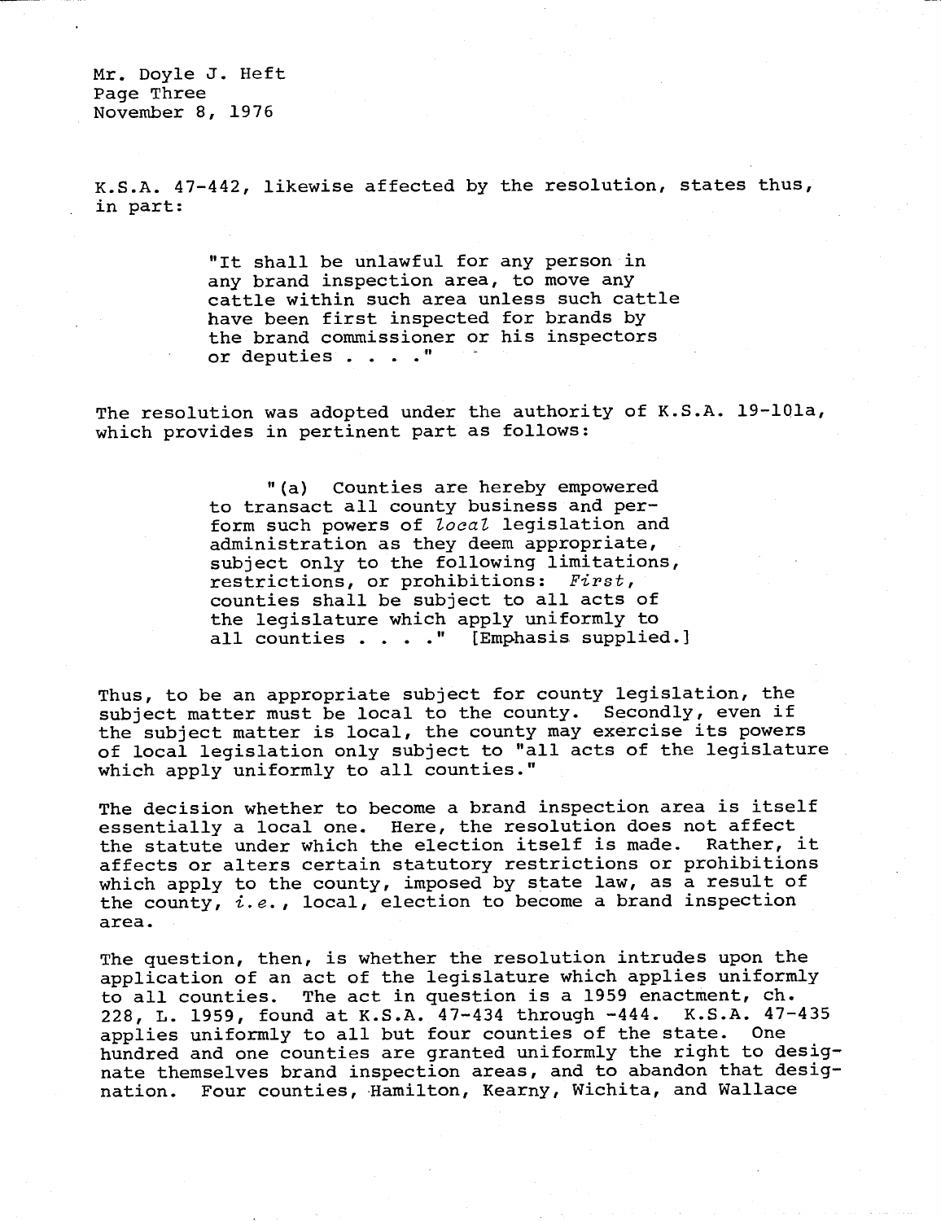K.S.A. 47-442, likewise affected by the resolution, states thus, in part:

> "It shall be unlawful for any person in any brand inspection area, to move any cattle within such area unless such cattle have been first inspected for brands by the brand commissioner or his inspectors or deputies . . . ."

The resolution was adopted under the authority of K.S.A. 19-101a, which provides in pertinent part as follows:

> "(a) Counties are hereby empowered to transact all county business and perform such powers of *local* legislation and administration as they deem appropriate, subject only to the following limitations, restrictions, or prohibitions: *First*, counties shall be subject to all acts of the legislature which apply uniformly to all counties . . . ." [Emphasis supplied.]

Thus, to be an appropriate subject for county legislation, the subject matter must be local to the county. Secondly, even if the subject matter is local, the county may exercise its powers of local legislation only subject to "all acts of the legislature which apply uniformly to all counties."

The decision whether to become a brand inspection area is itself essentially a local one. Here, the resolution does not affect the statute under which the election itself is made. Rather, it affects or alters certain statutory restrictions or prohibitions which apply to the county, imposed by state law, as a result of the county, *i.e.*, local, election to become a brand inspection area.

The question, then, is whether the resolution intrudes upon the application of an act of the legislature which applies uniformly to all counties. The act in question is a 1959 enactment, ch. 228, L. 1959, found at K.S.A. 47-434 through -444. K.S.A. 47-435 applies uniformly to all but four counties of the state. One hundred and one counties are granted uniformly the right to designate themselves brand inspection areas, and to abandon that designation. Four counties, Hamilton, Kearny, Wichita, and Wallace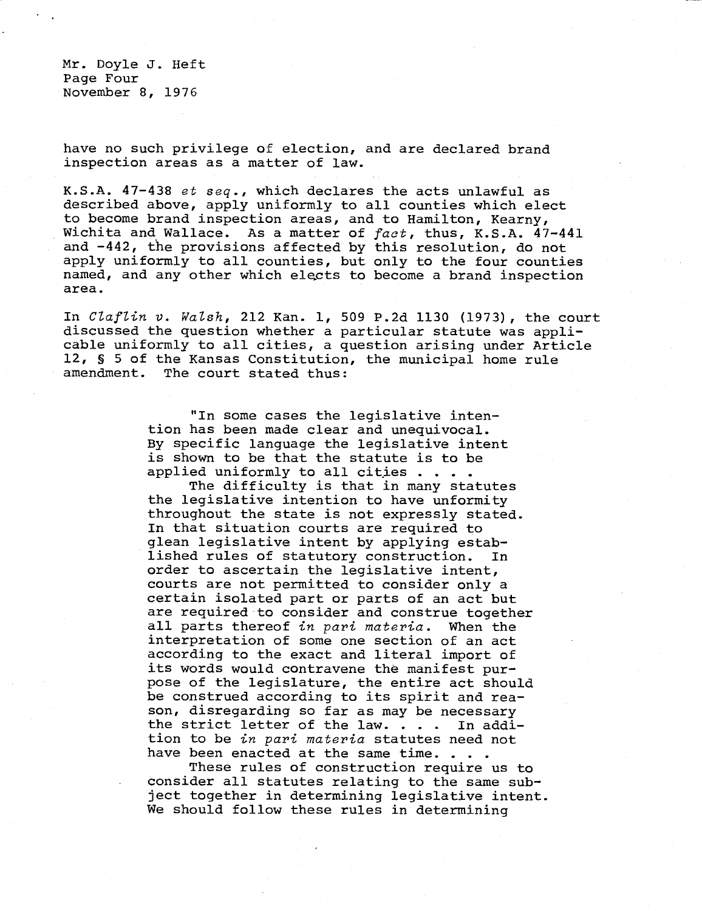have no such privilege of election, and are declared brand inspection areas as a matter of law.

K.S.A. 47-438 *et seq.*, which declares the acts unlawful as described above, apply uniformly to all counties which elect to become brand inspection areas, and to Hamilton, Kearny, Wichita and Wallace. As a matter of *fact*, thus, K.S.A. 47-441 and -442, the provisions affected by this resolution, do not apply uniformly to all counties, but only to the four counties named, and any other which elects to become a brand inspection area.

In *Claflin v. Walsh*, 212 Kan. 1, 509 P.2d 1130 (1973), the court discussed the question whether a particular statute was applicable uniformly to all cities, a question arising under Article 12, § 5 of the Kansas Constitution, the municipal home rule amendment. The court stated thus:

> "In some cases the legislative intention has been made clear and unequivocal. By specific language the legislative intent is shown to be that the statute is to be applied uniformly to all cities . . . .
>
> The difficulty is that in many statutes the legislative intention to have unformity throughout the state is not expressly stated. In that situation courts are required to glean legislative intent by applying established rules of statutory construction. In order to ascertain the legislative intent, courts are not permitted to consider only a certain isolated part or parts of an act but are required to consider and construe together all parts thereof *in pari materia*. When the interpretation of some one section of an act according to the exact and literal import of its words would contravene the manifest purpose of the legislature, the entire act should be construed according to its spirit and reason, disregarding so far as may be necessary the strict letter of the law. . . . In addition to be *in pari materia* statutes need not have been enacted at the same time. . . .
>
> These rules of construction require us to consider all statutes relating to the same subject together in determining legislative intent. We should follow these rules in determining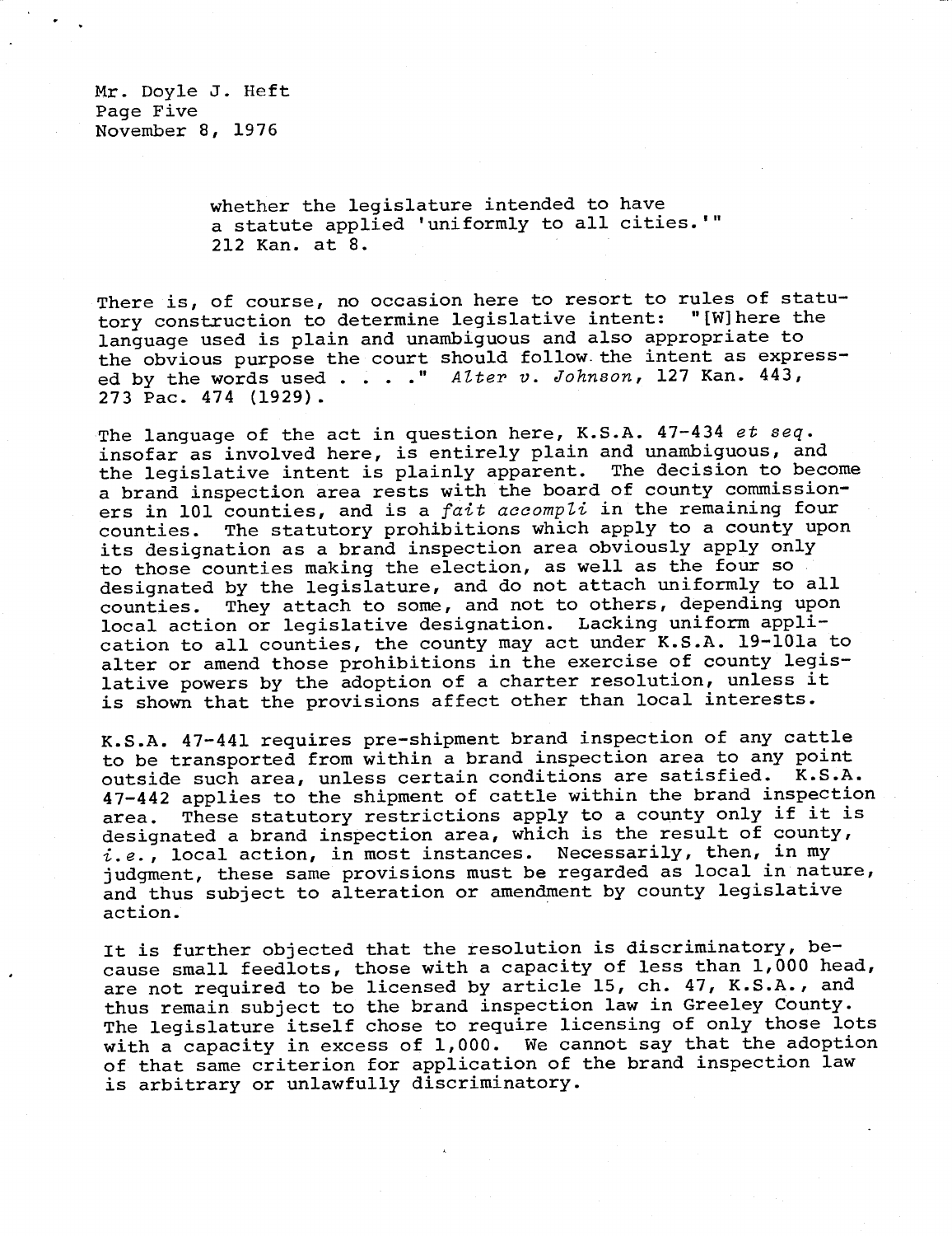whether the legislature intended to have a statute applied 'uniformly to all cities.'" 212 Kan. at 8.

There is, of course, no occasion here to resort to rules of statutory construction to determine legislative intent: "[W]here the language used is plain and unambiguous and also appropriate to the obvious purpose the court should follow the intent as expressed by the words used . . . ." *Alter v. Johnson*, 127 Kan. 443, 273 Pac. 474 (1929).

The language of the act in question here, K.S.A. 47-434 *et seq.* insofar as involved here, is entirely plain and unambiguous, and the legislative intent is plainly apparent. The decision to become a brand inspection area rests with the board of county commissioners in 101 counties, and is a *fait accompli* in the remaining four counties. The statutory prohibitions which apply to a county upon its designation as a brand inspection area obviously apply only to those counties making the election, as well as the four so designated by the legislature, and do not attach uniformly to all counties. They attach to some, and not to others, depending upon local action or legislative designation. Lacking uniform application to all counties, the county may act under K.S.A. 19-101a to alter or amend those prohibitions in the exercise of county legislative powers by the adoption of a charter resolution, unless it is shown that the provisions affect other than local interests.

K.S.A. 47-441 requires pre-shipment brand inspection of any cattle to be transported from within a brand inspection area to any point outside such area, unless certain conditions are satisfied. K.S.A. 47-442 applies to the shipment of cattle within the brand inspection area. These statutory restrictions apply to a county only if it is designated a brand inspection area, which is the result of county, *i.e.*, local action, in most instances. Necessarily, then, in my judgment, these same provisions must be regarded as local in nature, and thus subject to alteration or amendment by county legislative action.

It is further objected that the resolution is discriminatory, because small feedlots, those with a capacity of less than 1,000 head, are not required to be licensed by article 15, ch. 47, K.S.A., and thus remain subject to the brand inspection law in Greeley County. The legislature itself chose to require licensing of only those lots with a capacity in excess of 1,000. We cannot say that the adoption of that same criterion for application of the brand inspection law is arbitrary or unlawfully discriminatory.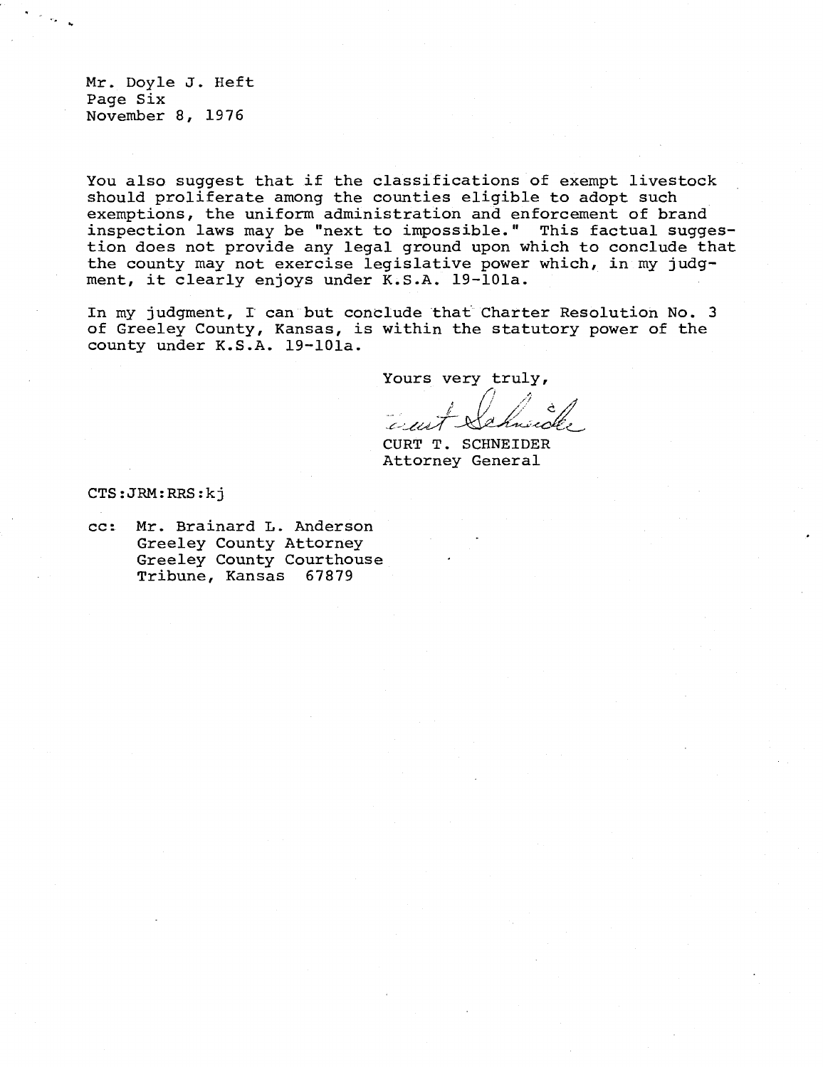Mr. Doyle J. Heft
Page Six
November 8, 1976

You also suggest that if the classifications of exempt livestock should proliferate among the counties eligible to adopt such exemptions, the uniform administration and enforcement of brand inspection laws may be "next to impossible." This factual suggestion does not provide any legal ground upon which to conclude that the county may not exercise legislative power which, in my judgment, it clearly enjoys under K.S.A. 19-101a.

In my judgment, I can but conclude that Charter Resolution No. 3 of Greeley County, Kansas, is within the statutory power of the county under K.S.A. 19-101a.

Yours very truly,

CURT T. SCHNEIDER
Attorney General

CTS:JRM:RRS:kj

cc: Mr. Brainard L. Anderson
Greeley County Attorney
Greeley County Courthouse
Tribune, Kansas 67879